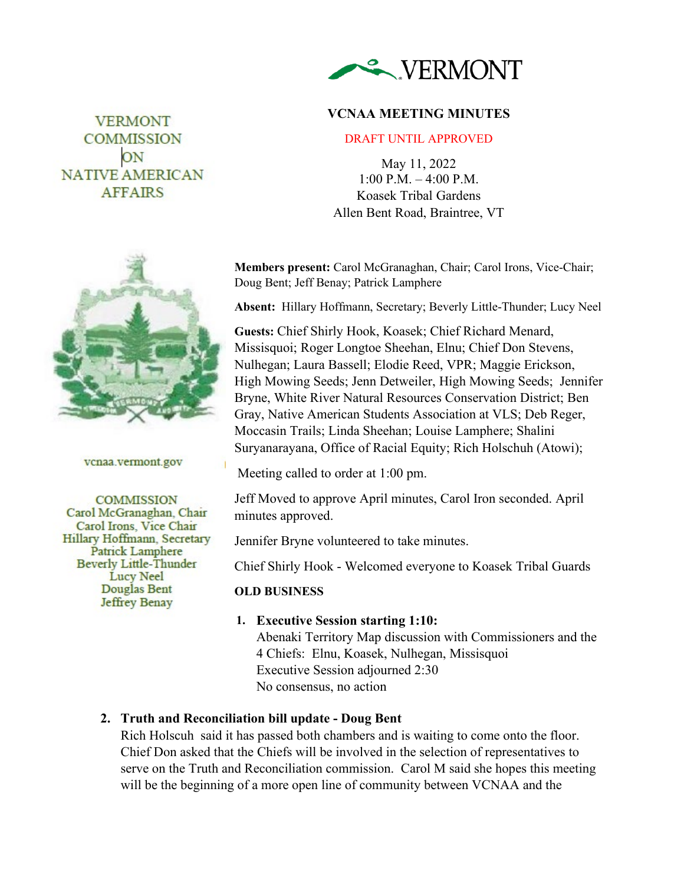VERMONT

# VCNAA MEETING MINUTES

DRAFT UNTIL APPROVED

May 11, 2022
1:00 P.M. – 4:00 P.M.
Koasek Tribal Gardens
Allen Bent Road, Braintree, VT

VERMONT COMMISSION ON NATIVE AMERICAN AFFAIRS

vcnaa.vermont.gov

COMMISSION
Carol McGranaghan, Chair
Carol Irons, Vice Chair
Hillary Hoffmann, Secretary
Patrick Lamphere
Beverly Little-Thunder
Lucy Neel
Douglas Bent
Jeffrey Benay

**Members present:** Carol McGranaghan, Chair; Carol Irons, Vice-Chair; Doug Bent; Jeff Benay; Patrick Lamphere

**Absent:** Hillary Hoffmann, Secretary; Beverly Little-Thunder; Lucy Neel

**Guests:** Chief Shirly Hook, Koasek; Chief Richard Menard, Missisquoi; Roger Longtoe Sheehan, Elnu; Chief Don Stevens, Nulhegan; Laura Bassell; Elodie Reed, VPR; Maggie Erickson, High Mowing Seeds; Jenn Detweiler, High Mowing Seeds; Jennifer Bryne, White River Natural Resources Conservation District; Ben Gray, Native American Students Association at VLS; Deb Reger, Moccasin Trails; Linda Sheehan; Louise Lamphere; Shalini Suryanarayana, Office of Racial Equity; Rich Holschuh (Atowi);

Meeting called to order at 1:00 pm.

Jeff Moved to approve April minutes, Carol Iron seconded. April minutes approved.

Jennifer Bryne volunteered to take minutes.

Chief Shirly Hook - Welcomed everyone to Koasek Tribal Guards

**OLD BUSINESS**

1. **Executive Session starting 1:10:**
   Abenaki Territory Map discussion with Commissioners and the 4 Chiefs: Elnu, Koasek, Nulhegan, Missisquoi
   Executive Session adjourned 2:30
   No consensus, no action

2. **Truth and Reconciliation bill update - Doug Bent**
   Rich Holscuh said it has passed both chambers and is waiting to come onto the floor. Chief Don asked that the Chiefs will be involved in the selection of representatives to serve on the Truth and Reconciliation commission. Carol M said she hopes this meeting will be the beginning of a more open line of community between VCNAA and the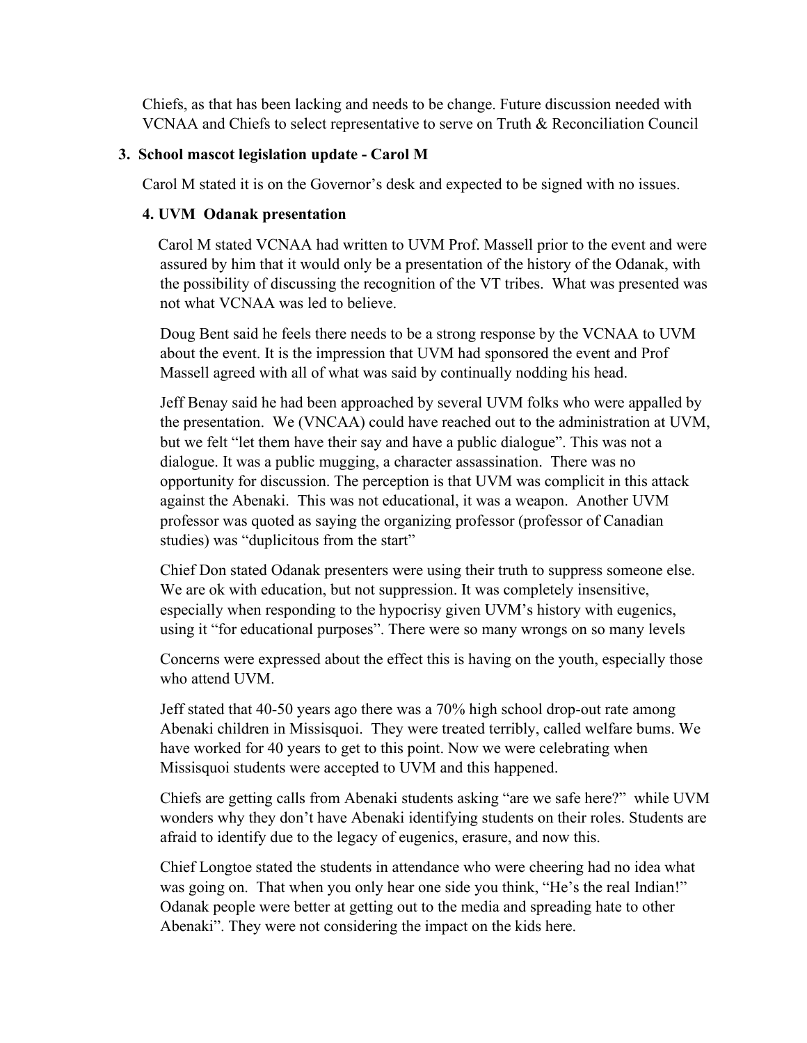Chiefs, as that has been lacking and needs to be change. Future discussion needed with VCNAA and Chiefs to select representative to serve on Truth & Reconciliation Council

**3. School mascot legislation update - Carol M**

Carol M stated it is on the Governor's desk and expected to be signed with no issues.

**4. UVM Odanak presentation**

Carol M stated VCNAA had written to UVM Prof. Massell prior to the event and were assured by him that it would only be a presentation of the history of the Odanak, with the possibility of discussing the recognition of the VT tribes. What was presented was not what VCNAA was led to believe.

Doug Bent said he feels there needs to be a strong response by the VCNAA to UVM about the event. It is the impression that UVM had sponsored the event and Prof Massell agreed with all of what was said by continually nodding his head.

Jeff Benay said he had been approached by several UVM folks who were appalled by the presentation. We (VNCAA) could have reached out to the administration at UVM, but we felt "let them have their say and have a public dialogue". This was not a dialogue. It was a public mugging, a character assassination. There was no opportunity for discussion. The perception is that UVM was complicit in this attack against the Abenaki. This was not educational, it was a weapon. Another UVM professor was quoted as saying the organizing professor (professor of Canadian studies) was "duplicitous from the start"

Chief Don stated Odanak presenters were using their truth to suppress someone else. We are ok with education, but not suppression. It was completely insensitive, especially when responding to the hypocrisy given UVM's history with eugenics, using it "for educational purposes". There were so many wrongs on so many levels

Concerns were expressed about the effect this is having on the youth, especially those who attend UVM.

Jeff stated that 40-50 years ago there was a 70% high school drop-out rate among Abenaki children in Missisquoi. They were treated terribly, called welfare bums. We have worked for 40 years to get to this point. Now we were celebrating when Missisquoi students were accepted to UVM and this happened.

Chiefs are getting calls from Abenaki students asking "are we safe here?" while UVM wonders why they don't have Abenaki identifying students on their roles. Students are afraid to identify due to the legacy of eugenics, erasure, and now this.

Chief Longtoe stated the students in attendance who were cheering had no idea what was going on. That when you only hear one side you think, "He's the real Indian!" Odanak people were better at getting out to the media and spreading hate to other Abenaki". They were not considering the impact on the kids here.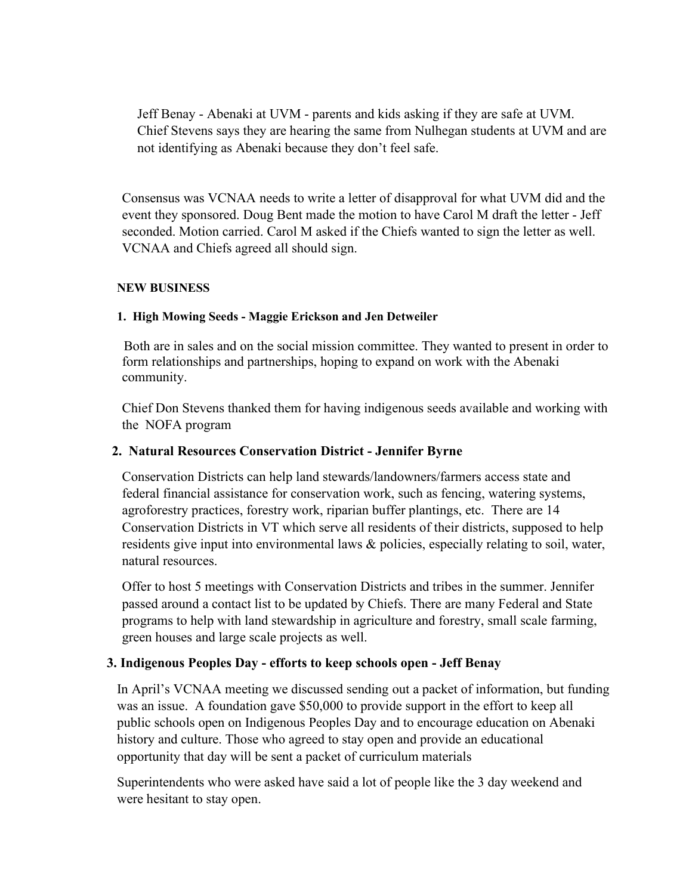Jeff Benay - Abenaki at UVM - parents and kids asking if they are safe at UVM. Chief Stevens says they are hearing the same from Nulhegan students at UVM and are not identifying as Abenaki because they don't feel safe.

Consensus was VCNAA needs to write a letter of disapproval for what UVM did and the event they sponsored. Doug Bent made the motion to have Carol M draft the letter - Jeff seconded. Motion carried. Carol M asked if the Chiefs wanted to sign the letter as well. VCNAA and Chiefs agreed all should sign.

**NEW BUSINESS**

**1. High Mowing Seeds - Maggie Erickson and Jen Detweiler**

Both are in sales and on the social mission committee. They wanted to present in order to form relationships and partnerships, hoping to expand on work with the Abenaki community.

Chief Don Stevens thanked them for having indigenous seeds available and working with the NOFA program

**2. Natural Resources Conservation District - Jennifer Byrne**

Conservation Districts can help land stewards/landowners/farmers access state and federal financial assistance for conservation work, such as fencing, watering systems, agroforestry practices, forestry work, riparian buffer plantings, etc. There are 14 Conservation Districts in VT which serve all residents of their districts, supposed to help residents give input into environmental laws & policies, especially relating to soil, water, natural resources.

Offer to host 5 meetings with Conservation Districts and tribes in the summer. Jennifer passed around a contact list to be updated by Chiefs. There are many Federal and State programs to help with land stewardship in agriculture and forestry, small scale farming, green houses and large scale projects as well.

**3. Indigenous Peoples Day - efforts to keep schools open - Jeff Benay**

In April's VCNAA meeting we discussed sending out a packet of information, but funding was an issue. A foundation gave $50,000 to provide support in the effort to keep all public schools open on Indigenous Peoples Day and to encourage education on Abenaki history and culture. Those who agreed to stay open and provide an educational opportunity that day will be sent a packet of curriculum materials

Superintendents who were asked have said a lot of people like the 3 day weekend and were hesitant to stay open.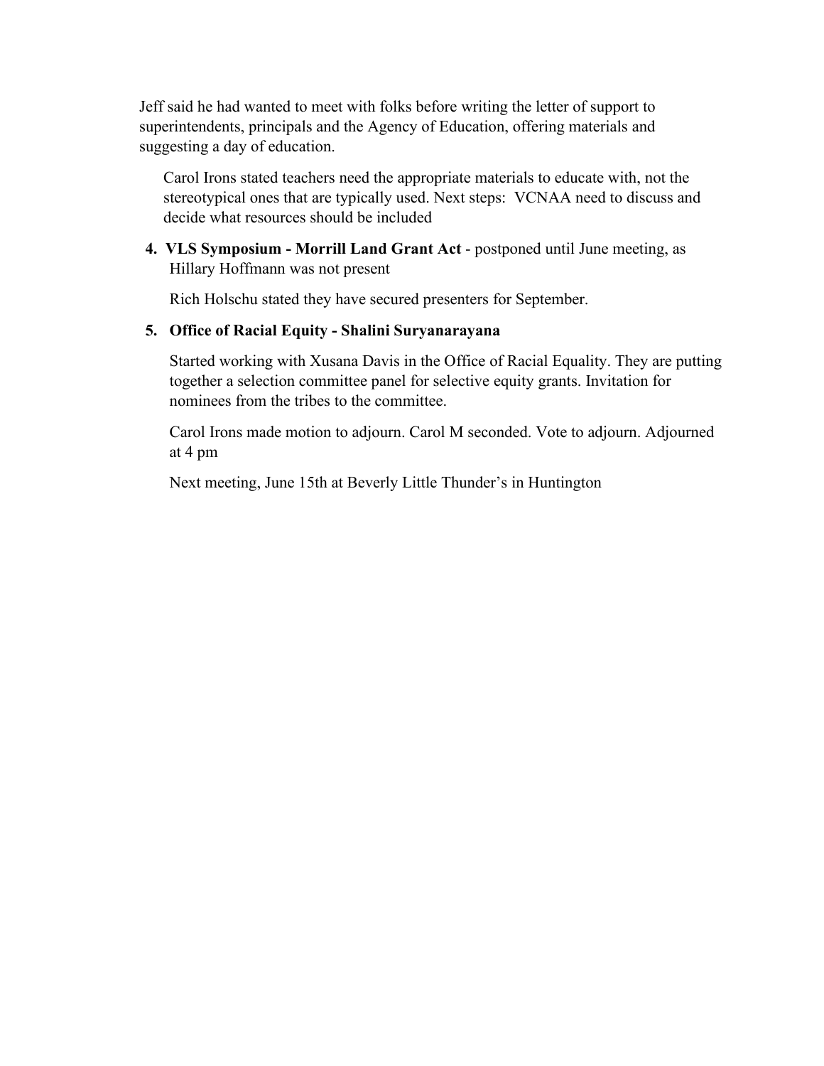Jeff said he had wanted to meet with folks before writing the letter of support to superintendents, principals and the Agency of Education, offering materials and suggesting a day of education.

Carol Irons stated teachers need the appropriate materials to educate with, not the stereotypical ones that are typically used. Next steps: VCNAA need to discuss and decide what resources should be included

4. **VLS Symposium - Morrill Land Grant Act** - postponed until June meeting, as Hillary Hoffmann was not present

   Rich Holschu stated they have secured presenters for September.

5. **Office of Racial Equity - Shalini Suryanarayana**

   Started working with Xusana Davis in the Office of Racial Equality. They are putting together a selection committee panel for selective equity grants. Invitation for nominees from the tribes to the committee.

   Carol Irons made motion to adjourn. Carol M seconded. Vote to adjourn. Adjourned at 4 pm

   Next meeting, June 15th at Beverly Little Thunder's in Huntington